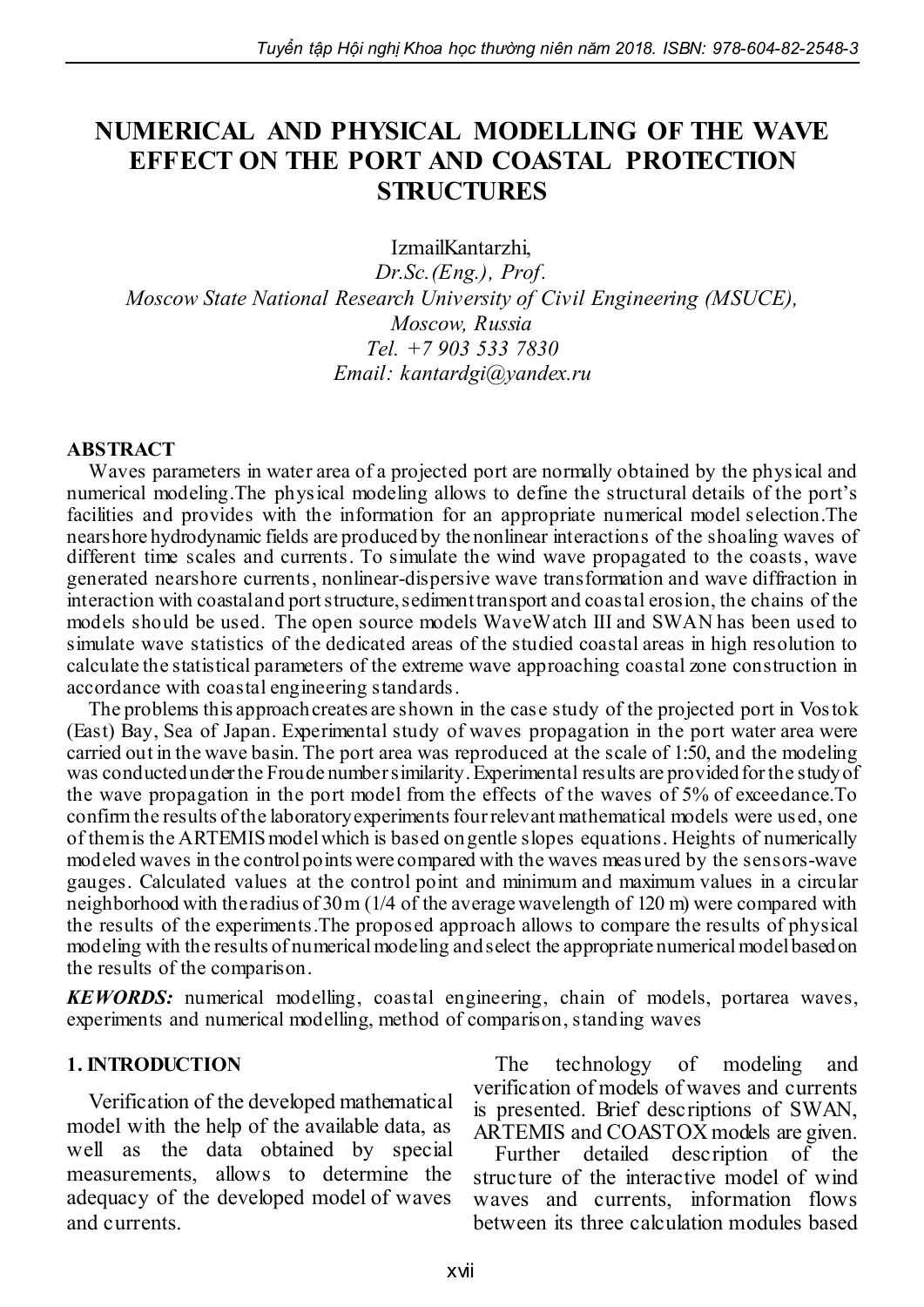# NUMERICAL AND PHYSICAL MODELLING OF THE WAVE EFFECT ON THE PORT AND COASTAL PROTECTION STRUCTURES

IzmailKantarzhi,

*Dr.Sc.(Eng.), Prof.*

*Moscow State National Research University of Civil Engineering (MSUCE), Moscow, Russia*

*Tel. +7 903 533 7830*

*Email: kantardgi@yandex.ru*

## ABSTRACT

Waves parameters in water area of a projected port are normally obtained by the physical and numerical modeling.The physical modeling allows to define the structural details of the port's facilities and provides with the information for an appropriate numerical model selection.The nearshore hydrodynamic fields are produced by the nonlinear interactions of the shoaling waves of different time scales and currents. To simulate the wind wave propagated to the coasts, wave generated nearshore currents, nonlinear-dispersive wave transformation and wave diffraction in interaction with coastaland port structure, sediment transport and coastal erosion, the chains of the models should be used. The open source models WaveWatch III and SWAN has been used to simulate wave statistics of the dedicated areas of the studied coastal areas in high resolution to calculate the statistical parameters of the extreme wave approaching coastal zone construction in accordance with coastal engineering standards.

The problems this approach creates are shown in the case study of the projected port in Vostok (East) Bay, Sea of Japan. Experimental study of waves propagation in the port water area were carried out in the wave basin. The port area was reproduced at the scale of 1:50, and the modeling was conducted under the Froude number similarity. Experimental results are provided for the study of the wave propagation in the port model from the effects of the waves of 5% of exceedance.To confirm the results of the laboratory experiments four relevant mathematical models were used, one of them is the ARTEMIS model which is based on gentle slopes equations. Heights of numerically modeled waves in the control points were compared with the waves measured by the sensors-wave gauges. Calculated values at the control point and minimum and maximum values in a circular neighborhood with the radius of 30 m (1/4 of the average wavelength of 120 m) were compared with the results of the experiments.The proposed approach allows to compare the results of physical modeling with the results of numerical modeling and select the appropriate numerical model based on the results of the comparison.

***KEWORDS:*** numerical modelling, coastal engineering, chain of models, portarea waves, experiments and numerical modelling, method of comparison, standing waves

## 1. INTRODUCTION

Verification of the developed mathematical model with the help of the available data, as well as the data obtained by special measurements, allows to determine the adequacy of the developed model of waves and currents.

The technology of modeling and verification of models of waves and currents is presented. Brief descriptions of SWAN, ARTEMIS and COASTOX models are given.

Further detailed description of the structure of the interactive model of wind waves and currents, information flows between its three calculation modules based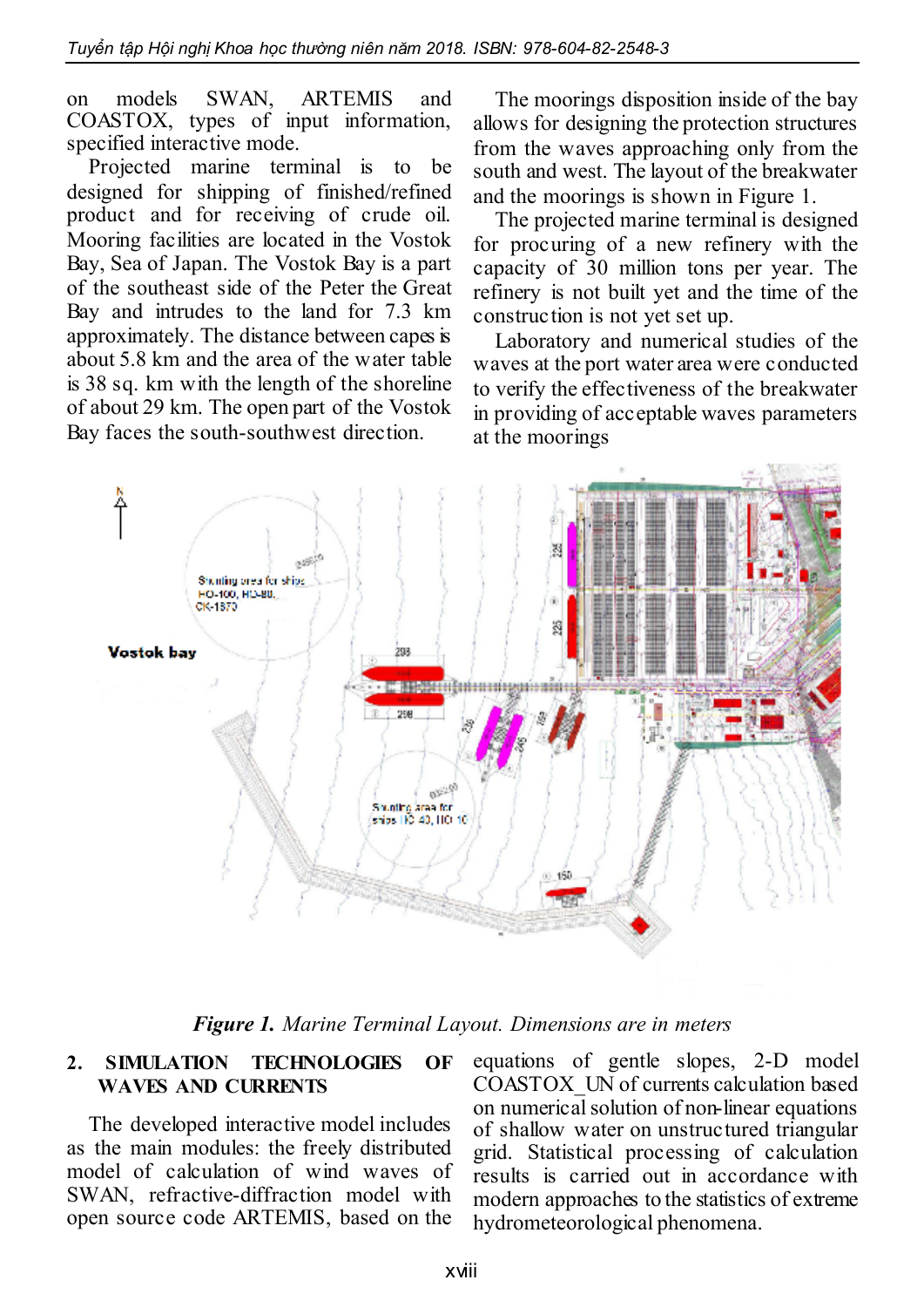on models SWAN, ARTEMIS and COASTOX, types of input information, specified interactive mode.

Projected marine terminal is to be designed for shipping of finished/refined product and for receiving of crude oil. Mooring facilities are located in the Vostok Bay, Sea of Japan. The Vostok Bay is a part of the southeast side of the Peter the Great Bay and intrudes to the land for 7.3 km approximately. The distance between capes is about 5.8 km and the area of the water table is 38 sq. km with the length of the shoreline of about 29 km. The open part of the Vostok Bay faces the south-southwest direction.

The moorings disposition inside of the bay allows for designing the protection structures from the waves approaching only from the south and west. The layout of the breakwater and the moorings is shown in Figure 1.

The projected marine terminal is designed for procuring of a new refinery with the capacity of 30 million tons per year. The refinery is not built yet and the time of the construction is not yet set up.

Laboratory and numerical studies of the waves at the port water area were conducted to verify the effectiveness of the breakwater in providing of acceptable waves parameters at the moorings

***Figure 1.*** *Marine Terminal Layout. Dimensions are in meters*

## 2. SIMULATION TECHNOLOGIES OF WAVES AND CURRENTS

The developed interactive model includes as the main modules: the freely distributed model of calculation of wind waves of SWAN, refractive-diffraction model with open source code ARTEMIS, based on the equations of gentle slopes, 2-D model COASTOX_UN of currents calculation based on numerical solution of non-linear equations of shallow water on unstructured triangular grid. Statistical processing of calculation results is carried out in accordance with modern approaches to the statistics of extreme hydrometeorological phenomena.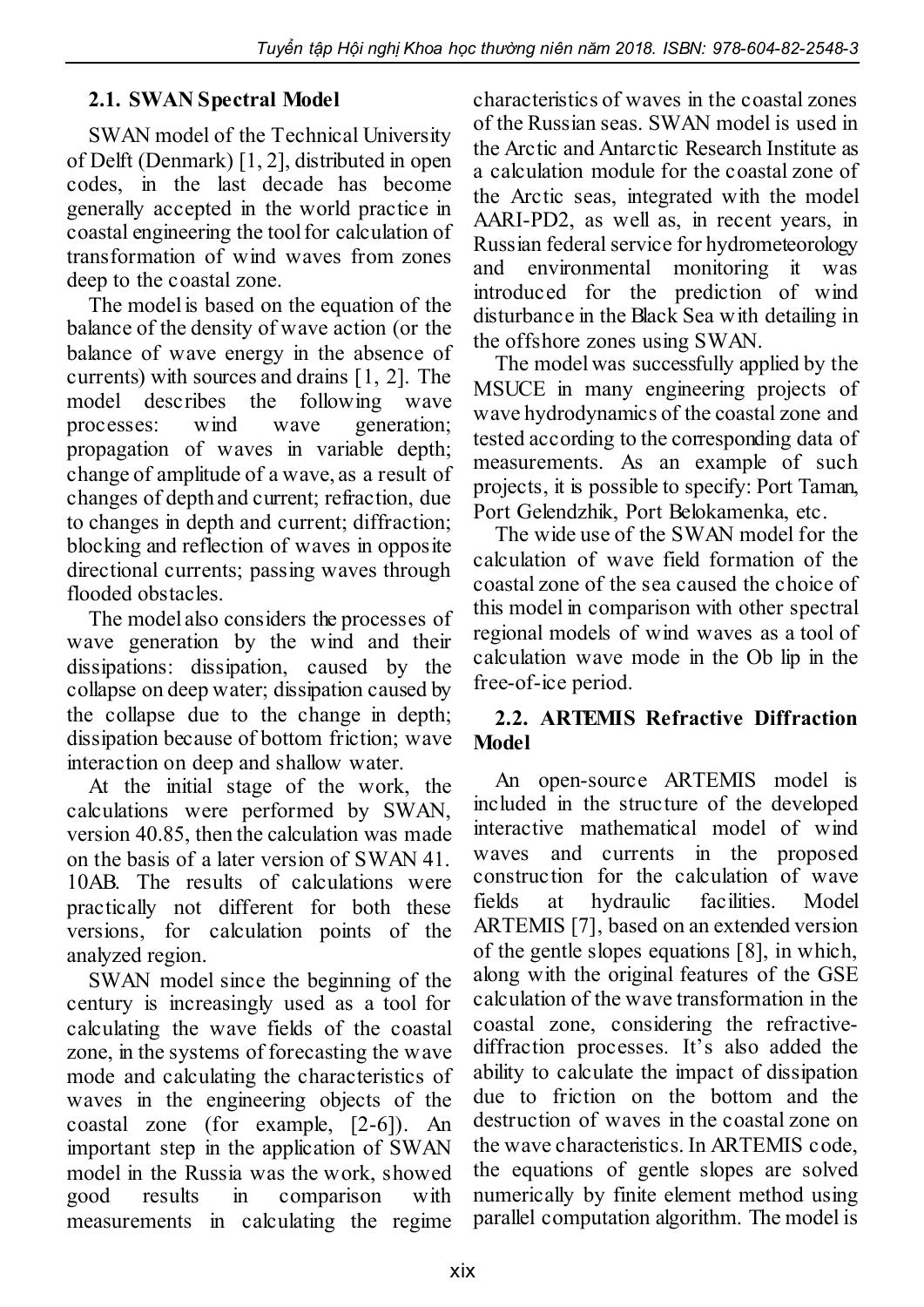### 2.1. SWAN Spectral Model

SWAN model of the Technical University of Delft (Denmark) [1, 2], distributed in open codes, in the last decade has become generally accepted in the world practice in coastal engineering the tool for calculation of transformation of wind waves from zones deep to the coastal zone.

The model is based on the equation of the balance of the density of wave action (or the balance of wave energy in the absence of currents) with sources and drains [1, 2]. The model describes the following wave processes: wind wave generation; propagation of waves in variable depth; change of amplitude of a wave, as a result of changes of depth and current; refraction, due to changes in depth and current; diffraction; blocking and reflection of waves in opposite directional currents; passing waves through flooded obstacles.

The model also considers the processes of wave generation by the wind and their dissipations: dissipation, caused by the collapse on deep water; dissipation caused by the collapse due to the change in depth; dissipation because of bottom friction; wave interaction on deep and shallow water.

At the initial stage of the work, the calculations were performed by SWAN, version 40.85, then the calculation was made on the basis of a later version of SWAN 41. 10AB. The results of calculations were practically not different for both these versions, for calculation points of the analyzed region.

SWAN model since the beginning of the century is increasingly used as a tool for calculating the wave fields of the coastal zone, in the systems of forecasting the wave mode and calculating the characteristics of waves in the engineering objects of the coastal zone (for example, [2-6]). An important step in the application of SWAN model in the Russia was the work, showed good results in comparison with measurements in calculating the regime characteristics of waves in the coastal zones of the Russian seas. SWAN model is used in the Arctic and Antarctic Research Institute as a calculation module for the coastal zone of the Arctic seas, integrated with the model AARI-PD2, as well as, in recent years, in Russian federal service for hydrometeorology and environmental monitoring it was introduced for the prediction of wind disturbance in the Black Sea with detailing in the offshore zones using SWAN.

The model was successfully applied by the MSUCE in many engineering projects of wave hydrodynamics of the coastal zone and tested according to the corresponding data of measurements. As an example of such projects, it is possible to specify: Port Taman, Port Gelendzhik, Port Belokamenka, etc.

The wide use of the SWAN model for the calculation of wave field formation of the coastal zone of the sea caused the choice of this model in comparison with other spectral regional models of wind waves as a tool of calculation wave mode in the Ob lip in the free-of-ice period.

### 2.2. ARTEMIS Refractive Diffraction Model

An open-source ARTEMIS model is included in the structure of the developed interactive mathematical model of wind waves and currents in the proposed construction for the calculation of wave fields at hydraulic facilities. Model ARTEMIS [7], based on an extended version of the gentle slopes equations [8], in which, along with the original features of the GSE calculation of the wave transformation in the coastal zone, considering the refractive-diffraction processes. It's also added the ability to calculate the impact of dissipation due to friction on the bottom and the destruction of waves in the coastal zone on the wave characteristics. In ARTEMIS code, the equations of gentle slopes are solved numerically by finite element method using parallel computation algorithm. The model is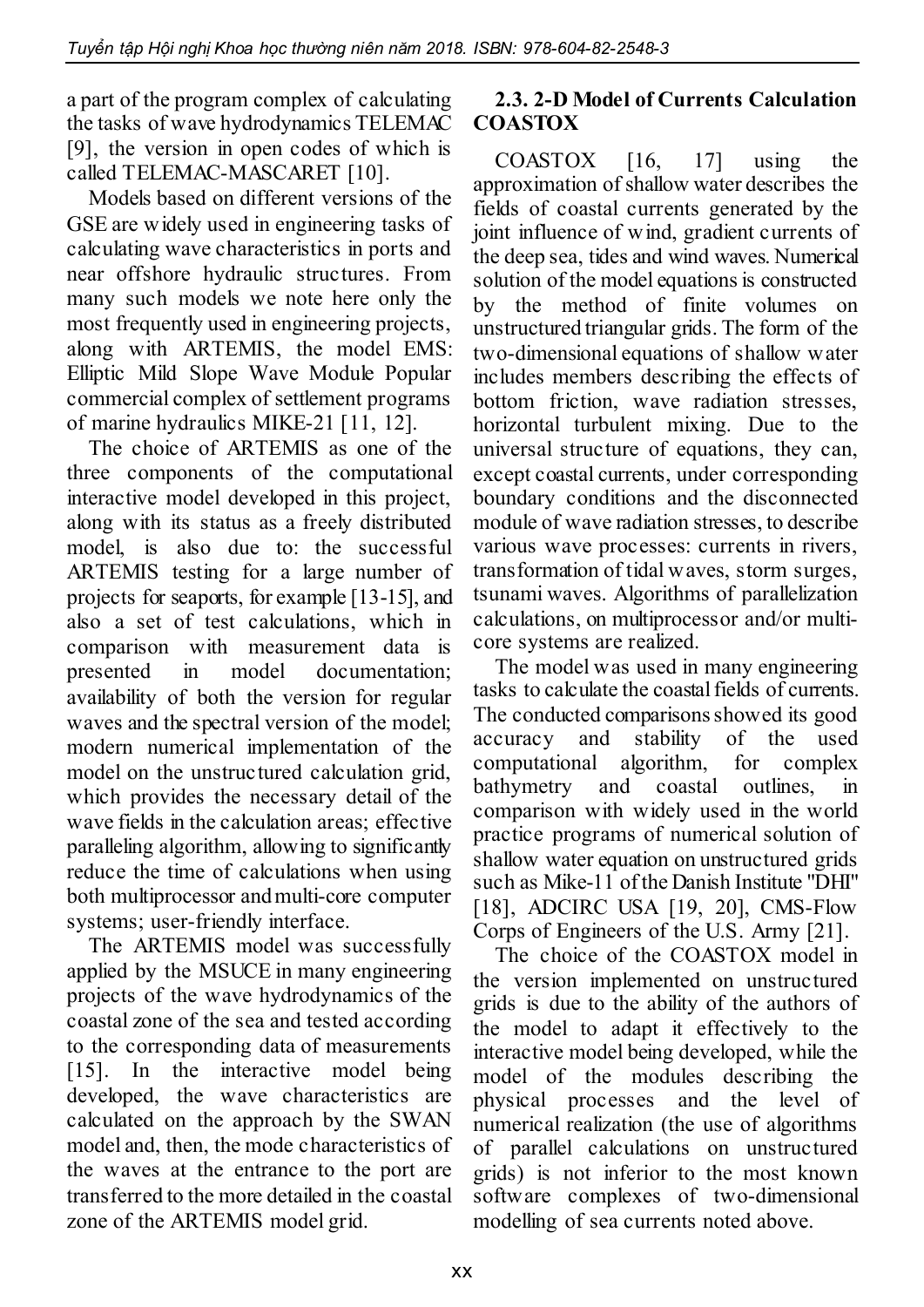a part of the program complex of calculating the tasks of wave hydrodynamics TELEMAC [9], the version in open codes of which is called TELEMAC-MASCARET [10].

Models based on different versions of the GSE are widely used in engineering tasks of calculating wave characteristics in ports and near offshore hydraulic structures. From many such models we note here only the most frequently used in engineering projects, along with ARTEMIS, the model EMS: Elliptic Mild Slope Wave Module Popular commercial complex of settlement programs of marine hydraulics MIKE-21 [11, 12].

The choice of ARTEMIS as one of the three components of the computational interactive model developed in this project, along with its status as a freely distributed model, is also due to: the successful ARTEMIS testing for a large number of projects for seaports, for example [13-15], and also a set of test calculations, which in comparison with measurement data is presented in model documentation; availability of both the version for regular waves and the spectral version of the model; modern numerical implementation of the model on the unstructured calculation grid, which provides the necessary detail of the wave fields in the calculation areas; effective paralleling algorithm, allowing to significantly reduce the time of calculations when using both multiprocessor and multi-core computer systems; user-friendly interface.

The ARTEMIS model was successfully applied by the MSUCE in many engineering projects of the wave hydrodynamics of the coastal zone of the sea and tested according to the corresponding data of measurements [15]. In the interactive model being developed, the wave characteristics are calculated on the approach by the SWAN model and, then, the mode characteristics of the waves at the entrance to the port are transferred to the more detailed in the coastal zone of the ARTEMIS model grid.

### 2.3. 2-D Model of Currents Calculation COASTOX

COASTOX [16, 17] using the approximation of shallow water describes the fields of coastal currents generated by the joint influence of wind, gradient currents of the deep sea, tides and wind waves. Numerical solution of the model equations is constructed by the method of finite volumes on unstructured triangular grids. The form of the two-dimensional equations of shallow water includes members describing the effects of bottom friction, wave radiation stresses, horizontal turbulent mixing. Due to the universal structure of equations, they can, except coastal currents, under corresponding boundary conditions and the disconnected module of wave radiation stresses, to describe various wave processes: currents in rivers, transformation of tidal waves, storm surges, tsunami waves. Algorithms of parallelization calculations, on multiprocessor and/or multi-core systems are realized.

The model was used in many engineering tasks to calculate the coastal fields of currents. The conducted comparisons showed its good accuracy and stability of the used computational algorithm, for complex bathymetry and coastal outlines, in comparison with widely used in the world practice programs of numerical solution of shallow water equation on unstructured grids such as Mike-11 of the Danish Institute "DHI" [18], ADCIRC USA [19, 20], CMS-Flow Corps of Engineers of the U.S. Army [21].

The choice of the COASTOX model in the version implemented on unstructured grids is due to the ability of the authors of the model to adapt it effectively to the interactive model being developed, while the model of the modules describing the physical processes and the level of numerical realization (the use of algorithms of parallel calculations on unstructured grids) is not inferior to the most known software complexes of two-dimensional modelling of sea currents noted above.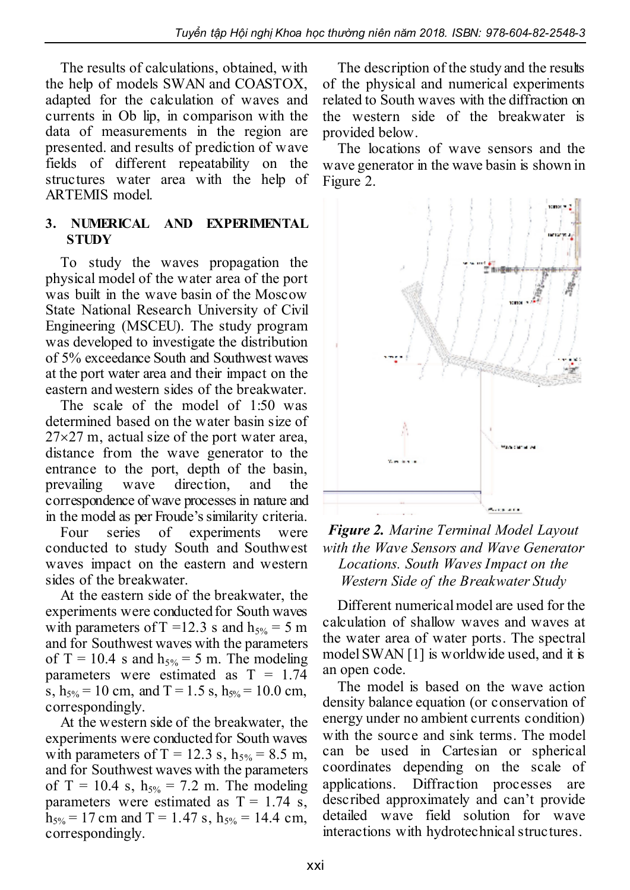The results of calculations, obtained, with the help of models SWAN and COASTOX, adapted for the calculation of waves and currents in Ob lip, in comparison with the data of measurements in the region are presented. and results of prediction of wave fields of different repeatability on the structures water area with the help of ARTEMIS model.

## 3. NUMERICAL AND EXPERIMENTAL STUDY

To study the waves propagation the physical model of the water area of the port was built in the wave basin of the Moscow State National Research University of Civil Engineering (MSCEU). The study program was developed to investigate the distribution of 5% exceedance South and Southwest waves at the port water area and their impact on the eastern and western sides of the breakwater.

The scale of the model of 1:50 was determined based on the water basin size of 27×27 m, actual size of the port water area, distance from the wave generator to the entrance to the port, depth of the basin, prevailing wave direction, and the correspondence of wave processes in nature and in the model as per Froude's similarity criteria.

Four series of experiments were conducted to study South and Southwest waves impact on the eastern and western sides of the breakwater.

At the eastern side of the breakwater, the experiments were conducted for South waves with parameters of $T = 12.3$ s and $h_{5\%} = 5$ m and for Southwest waves with the parameters of $T = 10.4$ s and $h_{5\%} = 5$ m. The modeling parameters were estimated as $T = 1.74$ s, $h_{5\%} = 10$ cm, and $T = 1.5$ s, $h_{5\%} = 10.0$ cm, correspondingly.

At the western side of the breakwater, the experiments were conducted for South waves with parameters of $T = 12.3$ s, $h_{5\%} = 8.5$ m, and for Southwest waves with the parameters of $T = 10.4$ s, $h_{5\%} = 7.2$ m. The modeling parameters were estimated as $T = 1.74$ s, $h_{5\%} = 17$ cm and $T = 1.47$ s, $h_{5\%} = 14.4$ cm, correspondingly.

The description of the study and the results of the physical and numerical experiments related to South waves with the diffraction on the western side of the breakwater is provided below.

The locations of wave sensors and the wave generator in the wave basin is shown in Figure 2.

***Figure 2.*** *Marine Terminal Model Layout with the Wave Sensors and Wave Generator Locations. South Waves Impact on the Western Side of the Breakwater Study*

Different numerical model are used for the calculation of shallow waves and waves at the water area of water ports. The spectral model SWAN [1] is worldwide used, and it is an open code.

The model is based on the wave action density balance equation (or conservation of energy under no ambient currents condition) with the source and sink terms. The model can be used in Cartesian or spherical coordinates depending on the scale of applications. Diffraction processes are described approximately and can't provide detailed wave field solution for wave interactions with hydrotechnical structures.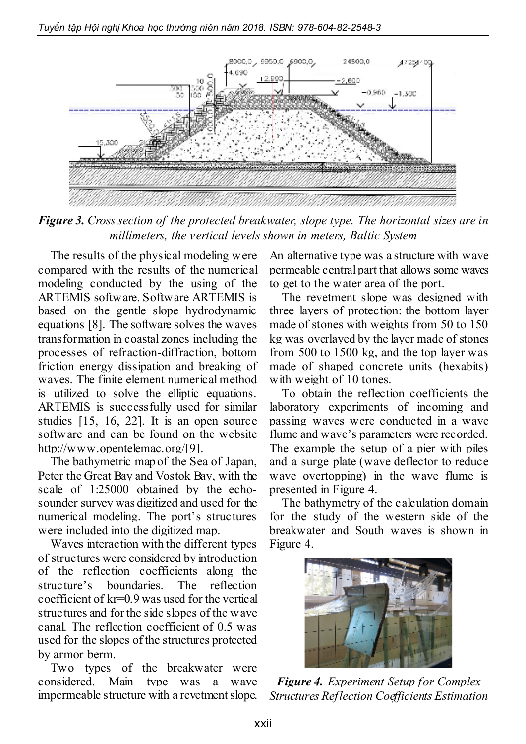***Figure 3.*** *Cross section of the protected breakwater, slope type. The horizontal sizes are in millimeters, the vertical levels shown in meters, Baltic System*

The results of the physical modeling were compared with the results of the numerical modeling conducted by the using of the ARTEMIS software. Software ARTEMIS is based on the gentle slope hydrodynamic equations [8]. The software solves the waves transformation in coastal zones including the processes of refraction-diffraction, bottom friction energy dissipation and breaking of waves. The finite element numerical method is utilized to solve the elliptic equations. ARTEMIS is successfully used for similar studies [15, 16, 22]. It is an open source software and can be found on the website http://www.opentelemac.org/[9].

The bathymetric map of the Sea of Japan, Peter the Great Bay and Vostok Bay, with the scale of 1:25000 obtained by the echo-sounder survey was digitized and used for the numerical modeling. The port's structures were included into the digitized map.

Waves interaction with the different types of structures were considered by introduction of the reflection coefficients along the structure's boundaries. The reflection coefficient of kr=0.9 was used for the vertical structures and for the side slopes of the wave canal. The reflection coefficient of 0.5 was used for the slopes of the structures protected by armor berm.

Two types of the breakwater were considered. Main type was a wave impermeable structure with a revetment slope. An alternative type was a structure with wave permeable central part that allows some waves to get to the water area of the port.

The revetment slope was designed with three layers of protection: the bottom layer made of stones with weights from 50 to 150 kg was overlayed by the layer made of stones from 500 to 1500 kg, and the top layer was made of shaped concrete units (hexabits) with weight of 10 tones.

To obtain the reflection coefficients the laboratory experiments of incoming and passing waves were conducted in a wave flume and wave's parameters were recorded. The example the setup of a pier with piles and a surge plate (wave deflector to reduce wave overtopping) in the wave flume is presented in Figure 4.

The bathymetry of the calculation domain for the study of the western side of the breakwater and South waves is shown in Figure 4.

***Figure 4.*** *Experiment Setup for Complex Structures Reflection Coefficients Estimation*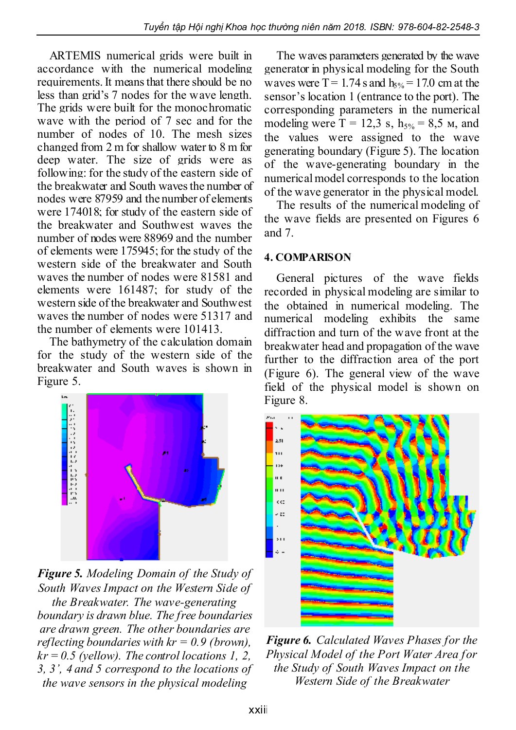ARTEMIS numerical grids were built in accordance with the numerical modeling requirements. It means that there should be no less than grid's 7 nodes for the wave length. The grids were built for the monochromatic wave with the period of 7 sec and for the number of nodes of 10. The mesh sizes changed from 2 m for shallow water to 8 m for deep water. The size of grids were as following: for the study of the eastern side of the breakwater and South waves the number of nodes were 87959 and the number of elements were 174018; for study of the eastern side of the breakwater and Southwest waves the number of nodes were 88969 and the number of elements were 175945; for the study of the western side of the breakwater and South waves the number of nodes were 81581 and elements were 161487; for study of the western side of the breakwater and Southwest waves the number of nodes were 51317 and the number of elements were 101413.

The bathymetry of the calculation domain for the study of the western side of the breakwater and South waves is shown in Figure 5.

***Figure 5.*** *Modeling Domain of the Study of South Waves Impact on the Western Side of the Breakwater. The wave-generating boundary is drawn blue. The free boundaries are drawn green. The other boundaries are reflecting boundaries with kr = 0.9 (brown), kr = 0.5 (yellow). The control locations 1, 2, 3, 3', 4 and 5 correspond to the locations of the wave sensors in the physical modeling*

The waves parameters generated by the wave generator in physical modeling for the South waves were T = 1.74 s and $h_{5\%}$ = 17.0 cm at the sensor's location 1 (entrance to the port). The corresponding parameters in the numerical modeling were T = 12,3 s, $h_{5\%}$ = 8,5 м, and the values were assigned to the wave generating boundary (Figure 5). The location of the wave-generating boundary in the numerical model corresponds to the location of the wave generator in the physical model.

The results of the numerical modeling of the wave fields are presented on Figures 6 and 7.

## 4. COMPARISON

General pictures of the wave fields recorded in physical modeling are similar to the obtained in numerical modeling. The numerical modeling exhibits the same diffraction and turn of the wave front at the breakwater head and propagation of the wave further to the diffraction area of the port (Figure 6). The general view of the wave field of the physical model is shown on Figure 8.

***Figure 6.*** *Calculated Waves Phases for the Physical Model of the Port Water Area for the Study of South Waves Impact on the Western Side of the Breakwater*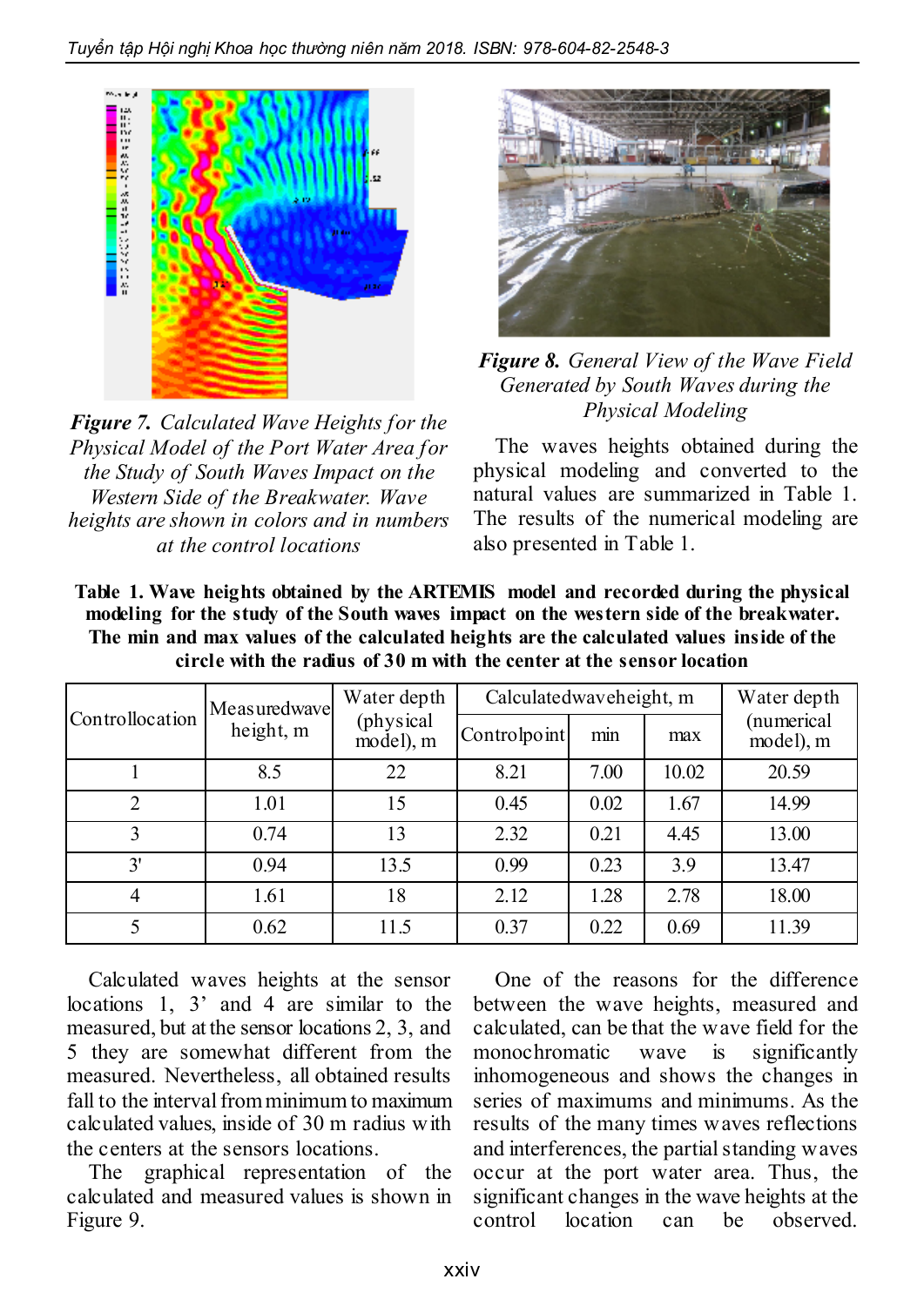*Figure 7. Calculated Wave Heights for the Physical Model of the Port Water Area for the Study of South Waves Impact on the Western Side of the Breakwater. Wave heights are shown in colors and in numbers at the control locations*

*Figure 8. General View of the Wave Field Generated by South Waves during the Physical Modeling*

The waves heights obtained during the physical modeling and converted to the natural values are summarized in Table 1. The results of the numerical modeling are also presented in Table 1.

**Table 1. Wave heights obtained by the ARTEMIS model and recorded during the physical modeling for the study of the South waves impact on the western side of the breakwater. The min and max values of the calculated heights are the calculated values inside of the circle with the radius of 30 m with the center at the sensor location**

| Controllocation | Measuredwave height, m | Water depth (physical model), m | Calculatedwaveheight, m | | | Water depth (numerical model), m |
|---|---|---|---|---|---|---|
| | | | Controlpoint | min | max | |
| 1 | 8.5 | 22 | 8.21 | 7.00 | 10.02 | 20.59 |
| 2 | 1.01 | 15 | 0.45 | 0.02 | 1.67 | 14.99 |
| 3 | 0.74 | 13 | 2.32 | 0.21 | 4.45 | 13.00 |
| 3' | 0.94 | 13.5 | 0.99 | 0.23 | 3.9 | 13.47 |
| 4 | 1.61 | 18 | 2.12 | 1.28 | 2.78 | 18.00 |
| 5 | 0.62 | 11.5 | 0.37 | 0.22 | 0.69 | 11.39 |

Calculated waves heights at the sensor locations 1, 3' and 4 are similar to the measured, but at the sensor locations 2, 3, and 5 they are somewhat different from the measured. Nevertheless, all obtained results fall to the interval from minimum to maximum calculated values, inside of 30 m radius with the centers at the sensors locations.

The graphical representation of the calculated and measured values is shown in Figure 9.

One of the reasons for the difference between the wave heights, measured and calculated, can be that the wave field for the monochromatic wave is significantly inhomogeneous and shows the changes in series of maximums and minimums. As the results of the many times waves reflections and interferences, the partial standing waves occur at the port water area. Thus, the significant changes in the wave heights at the control location can be observed.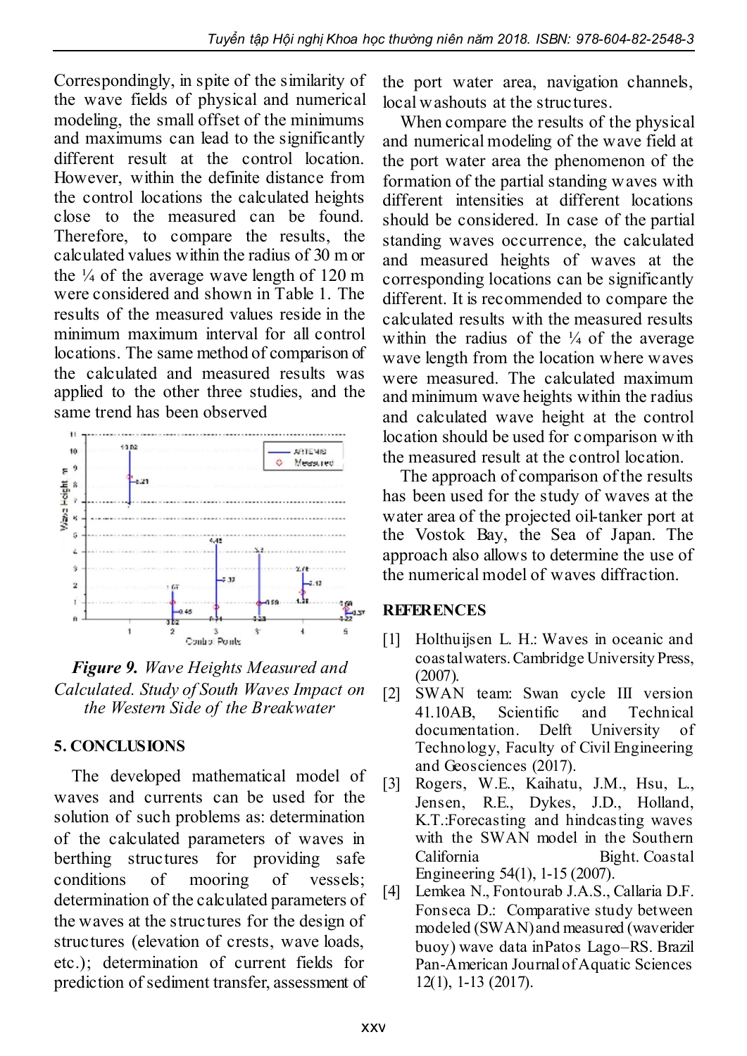Correspondingly, in spite of the similarity of the wave fields of physical and numerical modeling, the small offset of the minimums and maximums can lead to the significantly different result at the control location. However, within the definite distance from the control locations the calculated heights close to the measured can be found. Therefore, to compare the results, the calculated values within the radius of 30 m or the ¼ of the average wave length of 120 m were considered and shown in Table 1. The results of the measured values reside in the minimum maximum interval for all control locations. The same method of comparison of the calculated and measured results was applied to the other three studies, and the same trend has been observed

***Figure 9.*** *Wave Heights Measured and Calculated. Study of South Waves Impact on the Western Side of the Breakwater*

## 5. CONCLUSIONS

The developed mathematical model of waves and currents can be used for the solution of such problems as: determination of the calculated parameters of waves in berthing structures for providing safe conditions of mooring of vessels; determination of the calculated parameters of the waves at the structures for the design of structures (elevation of crests, wave loads, etc.); determination of current fields for prediction of sediment transfer, assessment of the port water area, navigation channels, local washouts at the structures.

When compare the results of the physical and numerical modeling of the wave field at the port water area the phenomenon of the formation of the partial standing waves with different intensities at different locations should be considered. In case of the partial standing waves occurrence, the calculated and measured heights of waves at the corresponding locations can be significantly different. It is recommended to compare the calculated results with the measured results within the radius of the ¼ of the average wave length from the location where waves were measured. The calculated maximum and minimum wave heights within the radius and calculated wave height at the control location should be used for comparison with the measured result at the control location.

The approach of comparison of the results has been used for the study of waves at the water area of the projected oil-tanker port at the Vostok Bay, the Sea of Japan. The approach also allows to determine the use of the numerical model of waves diffraction.

## REFERENCES

[1] Holthuijsen L. H.: Waves in oceanic and coastal waters. Cambridge University Press, (2007).

[2] SWAN team: Swan cycle III version 41.10AB, Scientific and Technical documentation. Delft University of Technology, Faculty of Civil Engineering and Geosciences (2017).

[3] Rogers, W.E., Kaihatu, J.M., Hsu, L., Jensen, R.E., Dykes, J.D., Holland, K.T.:Forecasting and hindcasting waves with the SWAN model in the Southern California Bight. Coastal Engineering 54(1), 1-15 (2007).

[4] Lemkea N., Fontourab J.A.S., Callaria D.F. Fonseca D.: Comparative study between modeled (SWAN) and measured (waverider buoy) wave data inPatos Lago–RS. Brazil Pan-American Journal of Aquatic Sciences 12(1), 1-13 (2017).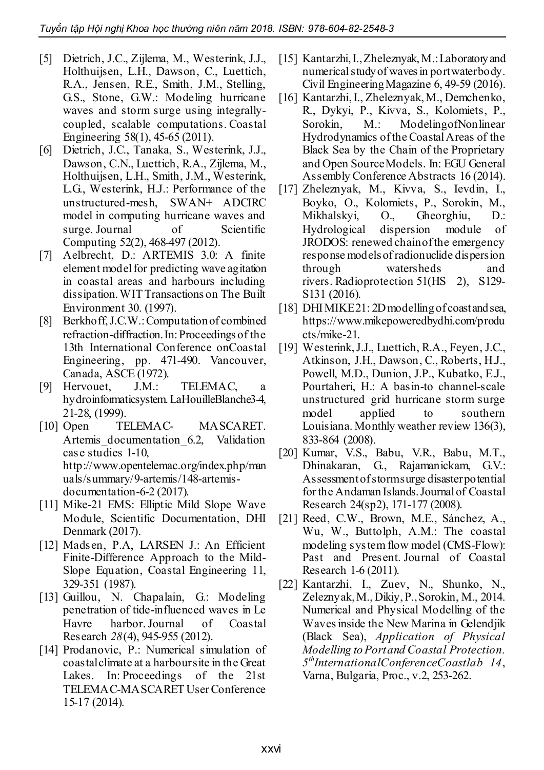[5] Dietrich, J.C., Zijlema, M., Westerink, J.J., Holthuijsen, L.H., Dawson, C., Luettich, R.A., Jensen, R.E., Smith, J.M., Stelling, G.S., Stone, G.W.: Modeling hurricane waves and storm surge using integrally-coupled, scalable computations. Coastal Engineering 58(1), 45-65 (2011).

[6] Dietrich, J.C., Tanaka, S., Westerink, J.J., Dawson, C.N., Luettich, R.A., Zijlema, M., Holthuijsen, L.H., Smith, J.M., Westerink, L.G., Westerink, H.J.: Performance of the unstructured-mesh, SWAN+ ADCIRC model in computing hurricane waves and surge. Journal of Scientific Computing 52(2), 468-497 (2012).

[7] Aelbrecht, D.: ARTEMIS 3.0: A finite element model for predicting wave agitation in coastal areas and harbours including dissipation. WIT Transactions on The Built Environment 30. (1997).

[8] Berkhoff, J.C.W.: Computation of combined refraction-diffraction. In: Proceedings of the 13th International Conference onCoastal Engineering, pp. 471-490. Vancouver, Canada, ASCE (1972).

[9] Hervouet, J.M.: TELEMAC, a hydroinformaticsystem. LaHouilleBlanche3-4, 21-28, (1999).

[10] Open TELEMAC- MASCARET. Artemis_documentation_6.2, Validation case studies 1-10, http://www.opentelemac.org/index.php/manuals/summary/9-artemis/148-artemis-documentation-6-2 (2017).

[11] Mike-21 EMS: Elliptic Mild Slope Wave Module, Scientific Documentation, DHI Denmark (2017).

[12] Madsen, P.A, LARSEN J.: An Efficient Finite-Difference Approach to the Mild-Slope Equation, Coastal Engineering 11, 329-351 (1987).

[13] Guillou, N. Chapalain, G.: Modeling penetration of tide-influenced waves in Le Havre harbor. Journal of Coastal Research *28*(4), 945-955 (2012).

[14] Prodanovic, P.: Numerical simulation of coastalclimate at a harboursite in the Great Lakes. In: Proceedings of the 21st TELEMAC-MASCARET User Conference 15-17 (2014).

[15] Kantarzhi, I., Zheleznyak, M.: Laboratory and numerical study of waves in portwaterbody. Civil Engineering Magazine 6, 49-59 (2016).

[16] Kantarzhi, I., Zheleznyak, M., Demchenko, R., Dykyi, P., Kivva, S., Kolomiets, P., Sorokin, M.: ModelingofNonlinear Hydrodynamics of the Coastal Areas of the Black Sea by the Chain of the Proprietary and Open Source Models. In: EGU General Assembly Conference Abstracts 16 (2014).

[17] Zheleznyak, M., Kivva, S., Ievdin, I., Boyko, O., Kolomiets, P., Sorokin, M., Mikhalskyi, O., Gheorghiu, D.: Hydrological dispersion module of JRODOS: renewed chainofthe emergency response models of radionuclide dispersion through watersheds and rivers. Radioprotection 51(HS 2), S129-S131 (2016).

[18] DHI MIKE21: 2D modelling of coast and sea, https://www.mikepoweredbydhi.com/products/mike-21.

[19] Westerink, J.J., Luettich, R.A., Feyen, J.C., Atkinson, J.H., Dawson, C., Roberts, H.J., Powell, M.D., Dunion, J.P., Kubatko, E.J., Pourtaheri, H.: A basin-to channel-scale unstructured grid hurricane storm surge model applied to southern Louisiana. Monthly weather review 136(3), 833-864 (2008).

[20] Kumar, V.S., Babu, V.R., Babu, M.T., Dhinakaran, G., Rajamanickam, G.V.: Assessmentofstormsurge disasterpotential for the Andaman Islands. Journal of Coastal Research 24(sp2), 171-177 (2008).

[21] Reed, C.W., Brown, M.E., Sánchez, A., Wu, W., Buttolph, A.M.: The coastal modeling system flow model (CMS-Flow): Past and Present. Journal of Coastal Research 1-6 (2011).

[22] Kantarzhi, I., Zuev, N., Shunko, N., Zeleznyak, M., Dikiy, P., Sorokin, M., 2014. Numerical and Physical Modelling of the Waves inside the New Marina in Gelendjik (Black Sea), *Application of Physical Modelling to Port and Coastal Protection. 5th InternationalConferenceCoastlab 14*, Varna, Bulgaria, Proc., v.2, 253-262.